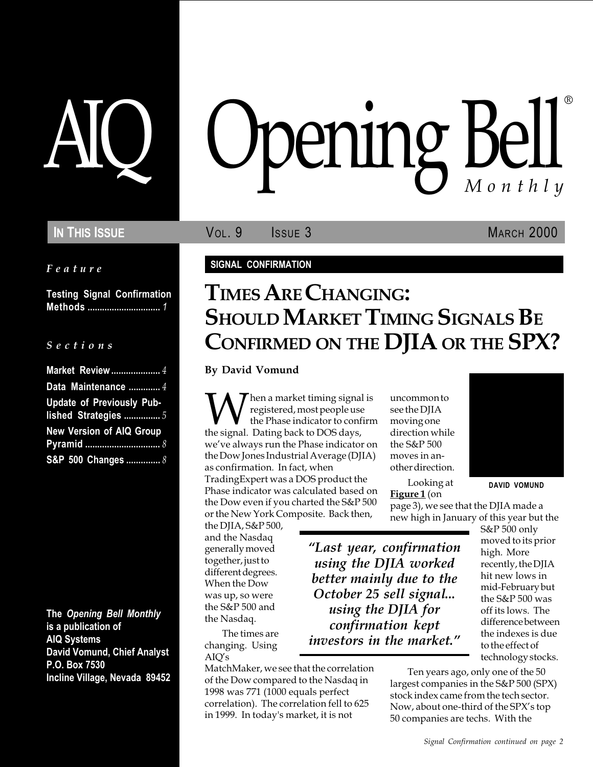# AIQ Opening Bell® Monthly

**IN THIS ISSUE** VOL. 9 ISSUE 3 MARCH 2000

*Feature*

**Testing Signal Confirmation Methods** ............................ *1*

*Sections*

**Market Review** .................... *4*
**Data Maintenance** ............. *4*
**Update of Previously Published Strategies** .............. *5*
**New Version of AIQ Group Pyramid** .............................. *8*
**S&P 500 Changes** .............. *8*

**The *Opening Bell Monthly* is a publication of AIQ Systems**
**David Vomund, Chief Analyst**
**P.O. Box 7530**
**Incline Village, Nevada 89452**

**SIGNAL CONFIRMATION**

## TIMES ARE CHANGING: SHOULD MARKET TIMING SIGNALS BE CONFIRMED ON THE DJIA OR THE SPX?

**By David Vomund**

DAVID VOMUND

When a market timing signal is registered, most people use the Phase indicator to confirm the signal. Dating back to DOS days, we've always run the Phase indicator on the Dow Jones Industrial Average (DJIA) as confirmation. In fact, when TradingExpert was a DOS product the Phase indicator was calculated based on the Dow even if you charted the S&P 500 or the New York Composite. Back then, the DJIA, S&P 500, and the Nasdaq generally moved together, just to different degrees. When the Dow was up, so were the S&P 500 and the Nasdaq.

The times are changing. Using AIQ's MatchMaker, we see that the correlation of the Dow compared to the Nasdaq in 1998 was 771 (1000 equals perfect correlation). The correlation fell to 625 in 1999. In today's market, it is not uncommon to see the DJIA moving one direction while the S&P 500 moves in another direction.

Looking at **Figure 1** (on page 3), we see that the DJIA made a new high in January of this year but the S&P 500 only moved to its prior high. More recently, the DJIA hit new lows in mid-February but the S&P 500 was off its lows. The difference between the indexes is due to the effect of technology stocks.

> *"Last year, confirmation using the DJIA worked better mainly due to the October 25 sell signal... using the DJIA for confirmation kept investors in the market."*

Ten years ago, only one of the 50 largest companies in the S&P 500 (SPX) stock index came from the tech sector. Now, about one-third of the SPX's top 50 companies are techs. With the

*Signal Confirmation continued on page 2*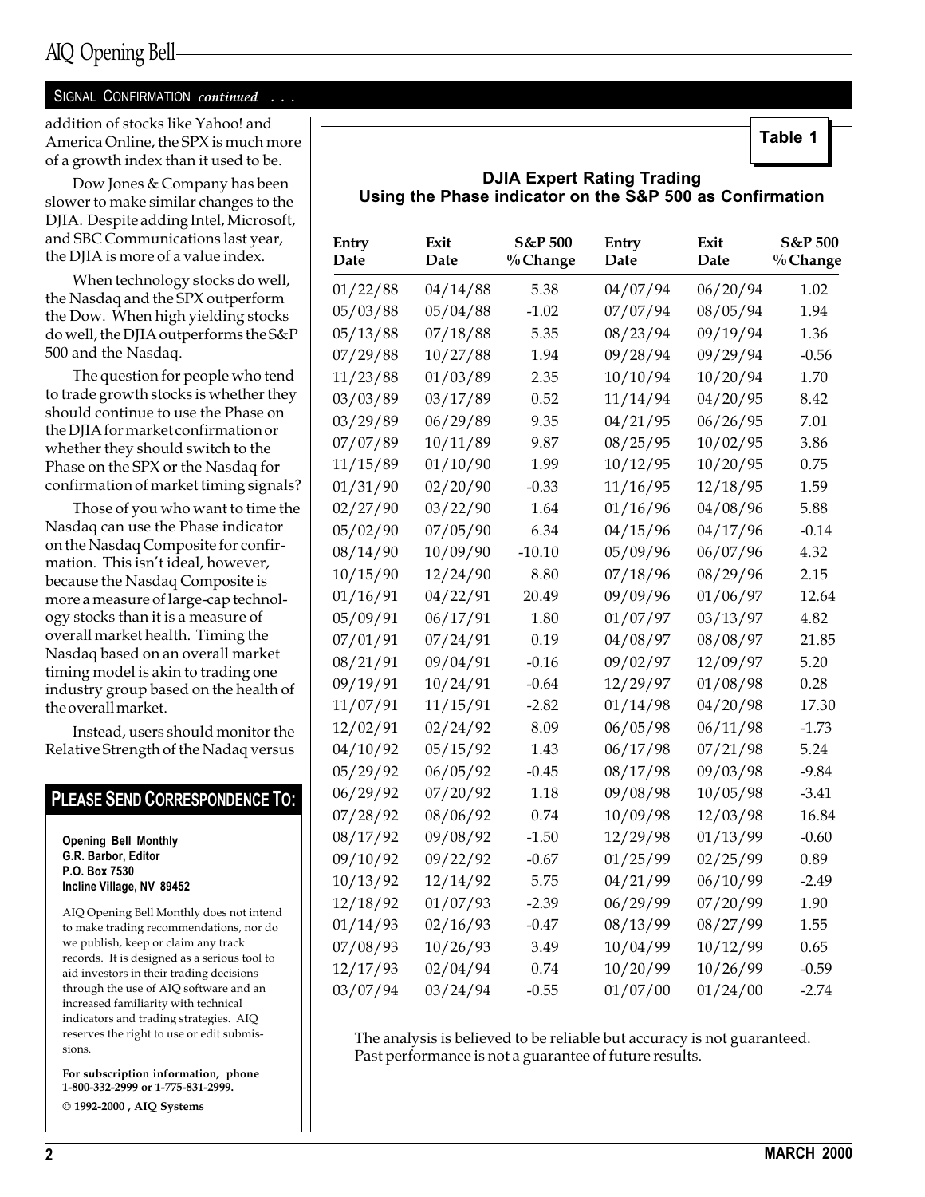## SIGNAL CONFIRMATION *continued* . . .

addition of stocks like Yahoo! and America Online, the SPX is much more of a growth index than it used to be.

Dow Jones & Company has been slower to make similar changes to the DJIA. Despite adding Intel, Microsoft, and SBC Communications last year, the DJIA is more of a value index.

When technology stocks do well, the Nasdaq and the SPX outperform the Dow. When high yielding stocks do well, the DJIA outperforms the S&P 500 and the Nasdaq.

The question for people who tend to trade growth stocks is whether they should continue to use the Phase on the DJIA for market confirmation or whether they should switch to the Phase on the SPX or the Nasdaq for confirmation of market timing signals?

Those of you who want to time the Nasdaq can use the Phase indicator on the Nasdaq Composite for confirmation. This isn't ideal, however, because the Nasdaq Composite is more a measure of large-cap technology stocks than it is a measure of overall market health. Timing the Nasdaq based on an overall market timing model is akin to trading one industry group based on the health of the overall market.

Instead, users should monitor the Relative Strength of the Nadaq versus

**Table 1**

**DJIA Expert Rating Trading**
**Using the Phase indicator on the S&P 500 as Confirmation**

| Entry Date | Exit Date | S&P 500 % Change | Entry Date | Exit Date | S&P 500 % Change |
|---|---|---|---|---|---|
| 01/22/88 | 04/14/88 | 5.38 | 04/07/94 | 06/20/94 | 1.02 |
| 05/03/88 | 05/04/88 | -1.02 | 07/07/94 | 08/05/94 | 1.94 |
| 05/13/88 | 07/18/88 | 5.35 | 08/23/94 | 09/19/94 | 1.36 |
| 07/29/88 | 10/27/88 | 1.94 | 09/28/94 | 09/29/94 | -0.56 |
| 11/23/88 | 01/03/89 | 2.35 | 10/10/94 | 10/20/94 | 1.70 |
| 03/03/89 | 03/17/89 | 0.52 | 11/14/94 | 04/20/95 | 8.42 |
| 03/29/89 | 06/29/89 | 9.35 | 04/21/95 | 06/26/95 | 7.01 |
| 07/07/89 | 10/11/89 | 9.87 | 08/25/95 | 10/02/95 | 3.86 |
| 11/15/89 | 01/10/90 | 1.99 | 10/12/95 | 10/20/95 | 0.75 |
| 01/31/90 | 02/20/90 | -0.33 | 11/16/95 | 12/18/95 | 1.59 |
| 02/27/90 | 03/22/90 | 1.64 | 01/16/96 | 04/08/96 | 5.88 |
| 05/02/90 | 07/05/90 | 6.34 | 04/15/96 | 04/17/96 | -0.14 |
| 08/14/90 | 10/09/90 | -10.10 | 05/09/96 | 06/07/96 | 4.32 |
| 10/15/90 | 12/24/90 | 8.80 | 07/18/96 | 08/29/96 | 2.15 |
| 01/16/91 | 04/22/91 | 20.49 | 09/09/96 | 01/06/97 | 12.64 |
| 05/09/91 | 06/17/91 | 1.80 | 01/07/97 | 03/13/97 | 4.82 |
| 07/01/91 | 07/24/91 | 0.19 | 04/08/97 | 08/08/97 | 21.85 |
| 08/21/91 | 09/04/91 | -0.16 | 09/02/97 | 12/09/97 | 5.20 |
| 09/19/91 | 10/24/91 | -0.64 | 12/29/97 | 01/08/98 | 0.28 |
| 11/07/91 | 11/15/91 | -2.82 | 01/14/98 | 04/20/98 | 17.30 |
| 12/02/91 | 02/24/92 | 8.09 | 06/05/98 | 06/11/98 | -1.73 |
| 04/10/92 | 05/15/92 | 1.43 | 06/17/98 | 07/21/98 | 5.24 |
| 05/29/92 | 06/05/92 | -0.45 | 08/17/98 | 09/03/98 | -9.84 |
| 06/29/92 | 07/20/92 | 1.18 | 09/08/98 | 10/05/98 | -3.41 |
| 07/28/92 | 08/06/92 | 0.74 | 10/09/98 | 12/03/98 | 16.84 |
| 08/17/92 | 09/08/92 | -1.50 | 12/29/98 | 01/13/99 | -0.60 |
| 09/10/92 | 09/22/92 | -0.67 | 01/25/99 | 02/25/99 | 0.89 |
| 10/13/92 | 12/14/92 | 5.75 | 04/21/99 | 06/10/99 | -2.49 |
| 12/18/92 | 01/07/93 | -2.39 | 06/29/99 | 07/20/99 | 1.90 |
| 01/14/93 | 02/16/93 | -0.47 | 08/13/99 | 08/27/99 | 1.55 |
| 07/08/93 | 10/26/93 | 3.49 | 10/04/99 | 10/12/99 | 0.65 |
| 12/17/93 | 02/04/94 | 0.74 | 10/20/99 | 10/26/99 | -0.59 |
| 03/07/94 | 03/24/94 | -0.55 | 01/07/00 | 01/24/00 | -2.74 |

The analysis is believed to be reliable but accuracy is not guaranteed. Past performance is not a guarantee of future results.

## PLEASE SEND CORRESPONDENCE TO:

**Opening Bell Monthly**
**G.R. Barbor, Editor**
**P.O. Box 7530**
**Incline Village, NV 89452**

AIQ Opening Bell Monthly does not intend to make trading recommendations, nor do we publish, keep or claim any track records. It is designed as a serious tool to aid investors in their trading decisions through the use of AIQ software and an increased familiarity with technical indicators and trading strategies. AIQ reserves the right to use or edit submissions.

**For subscription information, phone 1-800-332-2999 or 1-775-831-2999.**

**© 1992-2000 , AIQ Systems**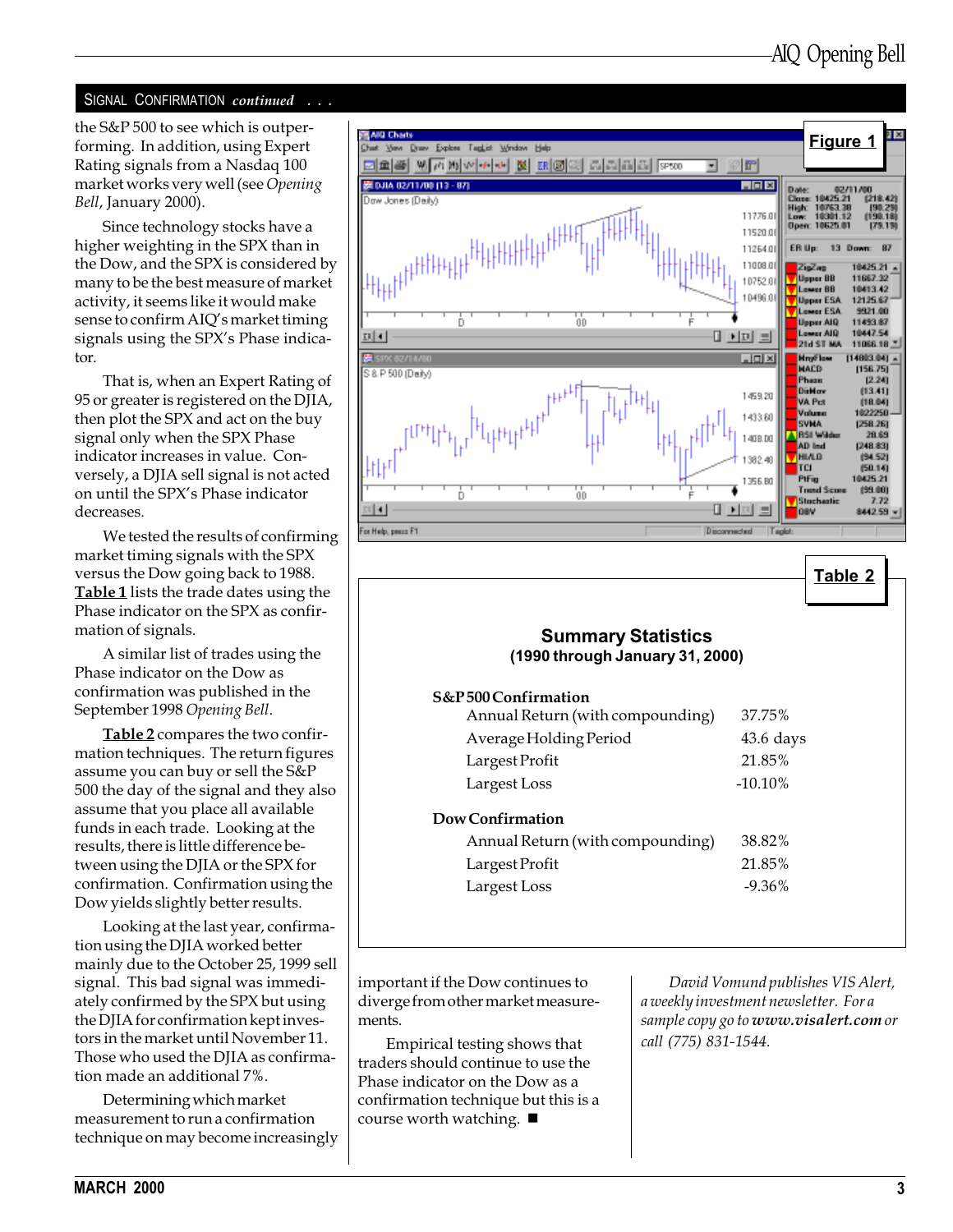## SIGNAL CONFIRMATION *continued* . . .

the S&P 500 to see which is outperforming. In addition, using Expert Rating signals from a Nasdaq 100 market works very well (see *Opening Bell*, January 2000).

Since technology stocks have a higher weighting in the SPX than in the Dow, and the SPX is considered by many to be the best measure of market activity, it seems like it would make sense to confirm AIQ's market timing signals using the SPX's Phase indicator.

That is, when an Expert Rating of 95 or greater is registered on the DJIA, then plot the SPX and act on the buy signal only when the SPX Phase indicator increases in value. Conversely, a DJIA sell signal is not acted on until the SPX's Phase indicator decreases.

We tested the results of confirming market timing signals with the SPX versus the Dow going back to 1988. **Table 1** lists the trade dates using the Phase indicator on the SPX as confirmation of signals.

A similar list of trades using the Phase indicator on the Dow as confirmation was published in the September 1998 *Opening Bell*.

**Table 2** compares the two confirmation techniques. The return figures assume you can buy or sell the S&P 500 the day of the signal and they also assume that you place all available funds in each trade. Looking at the results, there is little difference between using the DJIA or the SPX for confirmation. Confirmation using the Dow yields slightly better results.

Looking at the last year, confirmation using the DJIA worked better mainly due to the October 25, 1999 sell signal. This bad signal was immediately confirmed by the SPX but using the DJIA for confirmation kept investors in the market until November 11. Those who used the DJIA as confirmation made an additional 7%.

Determining which market measurement to run a confirmation technique on may become increasingly important if the Dow continues to diverge from other market measurements.

Empirical testing shows that traders should continue to use the Phase indicator on the Dow as a confirmation technique but this is a course worth watching. ■

*David Vomund publishes VIS Alert, a weekly investment newsletter. For a sample copy go to* ***www.visalert.com*** *or call (775) 831-1544.*

**Figure 1**

**Table 2**

**Summary Statistics**
**(1990 through January 31, 2000)**

| | |
|---|---|
| **S&P 500 Confirmation** | |
| Annual Return (with compounding) | 37.75% |
| Average Holding Period | 43.6 days |
| Largest Profit | 21.85% |
| Largest Loss | -10.10% |
| **Dow Confirmation** | |
| Annual Return (with compounding) | 38.82% |
| Largest Profit | 21.85% |
| Largest Loss | -9.36% |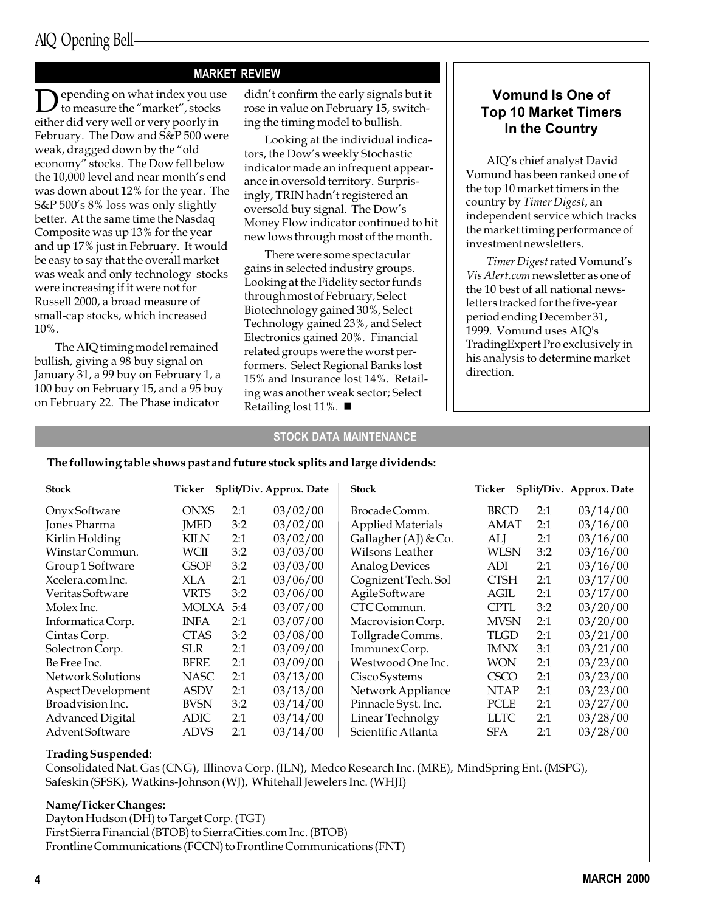## MARKET REVIEW

Depending on what index you use to measure the "market", stocks either did very well or very poorly in February. The Dow and S&P 500 were weak, dragged down by the "old economy" stocks. The Dow fell below the 10,000 level and near month's end was down about 12% for the year. The S&P 500's 8% loss was only slightly better. At the same time the Nasdaq Composite was up 13% for the year and up 17% just in February. It would be easy to say that the overall market was weak and only technology stocks were increasing if it were not for Russell 2000, a broad measure of small-cap stocks, which increased 10%.

The AIQ timing model remained bullish, giving a 98 buy signal on January 31, a 99 buy on February 1, a 100 buy on February 15, and a 95 buy on February 22. The Phase indicator didn't confirm the early signals but it rose in value on February 15, switching the timing model to bullish.

Looking at the individual indicators, the Dow's weekly Stochastic indicator made an infrequent appearance in oversold territory. Surprisingly, TRIN hadn't registered an oversold buy signal. The Dow's Money Flow indicator continued to hit new lows through most of the month.

There were some spectacular gains in selected industry groups. Looking at the Fidelity sector funds through most of February, Select Biotechnology gained 30%, Select Technology gained 23%, and Select Electronics gained 20%. Financial related groups were the worst performers. Select Regional Banks lost 15% and Insurance lost 14%. Retailing was another weak sector; Select Retailing lost 11%. ■

### Vomund Is One of Top 10 Market Timers In the Country

AIQ's chief analyst David Vomund has been ranked one of the top 10 market timers in the country by *Timer Digest*, an independent service which tracks the market timing performance of investment newsletters.

*Timer Digest* rated Vomund's *Vis Alert.com* newsletter as one of the 10 best of all national newsletters tracked for the five-year period ending December 31, 1999. Vomund uses AIQ's TradingExpert Pro exclusively in his analysis to determine market direction.

## STOCK DATA MAINTENANCE

**The following table shows past and future stock splits and large dividends:**

| Stock | Ticker | Split/Div. | Approx. Date |
|---|---|---|---|
| Onyx Software | ONXS | 2:1 | 03/02/00 |
| Jones Pharma | JMED | 3:2 | 03/02/00 |
| Kirlin Holding | KILN | 2:1 | 03/02/00 |
| Winstar Commun. | WCII | 3:2 | 03/03/00 |
| Group 1 Software | GSOF | 3:2 | 03/03/00 |
| Xcelera.com Inc. | XLA | 2:1 | 03/06/00 |
| Veritas Software | VRTS | 3:2 | 03/06/00 |
| Molex Inc. | MOLXA | 5:4 | 03/07/00 |
| Informatica Corp. | INFA | 2:1 | 03/07/00 |
| Cintas Corp. | CTAS | 3:2 | 03/08/00 |
| Solectron Corp. | SLR | 2:1 | 03/09/00 |
| Be Free Inc. | BFRE | 2:1 | 03/09/00 |
| Network Solutions | NASC | 2:1 | 03/13/00 |
| Aspect Development | ASDV | 2:1 | 03/13/00 |
| Broadvision Inc. | BVSN | 3:2 | 03/14/00 |
| Advanced Digital | ADIC | 2:1 | 03/14/00 |
| Advent Software | ADVS | 2:1 | 03/14/00 |
| Brocade Comm. | BRCD | 2:1 | 03/14/00 |
| Applied Materials | AMAT | 2:1 | 03/16/00 |
| Gallagher (AJ) & Co. | ALJ | 2:1 | 03/16/00 |
| Wilsons Leather | WLSN | 3:2 | 03/16/00 |
| Analog Devices | ADI | 2:1 | 03/16/00 |
| Cognizent Tech. Sol | CTSH | 2:1 | 03/17/00 |
| Agile Software | AGIL | 2:1 | 03/17/00 |
| CTC Commun. | CPTL | 3:2 | 03/20/00 |
| Macrovision Corp. | MVSN | 2:1 | 03/20/00 |
| Tollgrade Comms. | TLGD | 2:1 | 03/21/00 |
| Immunex Corp. | IMNX | 3:1 | 03/21/00 |
| Westwood One Inc. | WON | 2:1 | 03/23/00 |
| Cisco Systems | CSCO | 2:1 | 03/23/00 |
| Network Appliance | NTAP | 2:1 | 03/23/00 |
| Pinnacle Syst. Inc. | PCLE | 2:1 | 03/27/00 |
| Linear Technolgy | LLTC | 2:1 | 03/28/00 |
| Scientific Atlanta | SFA | 2:1 | 03/28/00 |

**Trading Suspended:**

Consolidated Nat. Gas (CNG), Illinova Corp. (ILN), Medco Research Inc. (MRE), MindSpring Ent. (MSPG), Safeskin (SFSK), Watkins-Johnson (WJ), Whitehall Jewelers Inc. (WHJI)

**Name/Ticker Changes:**

Dayton Hudson (DH) to Target Corp. (TGT)
First Sierra Financial (BTOB) to SierraCities.com Inc. (BTOB)
Frontline Communications (FCCN) to Frontline Communications (FNT)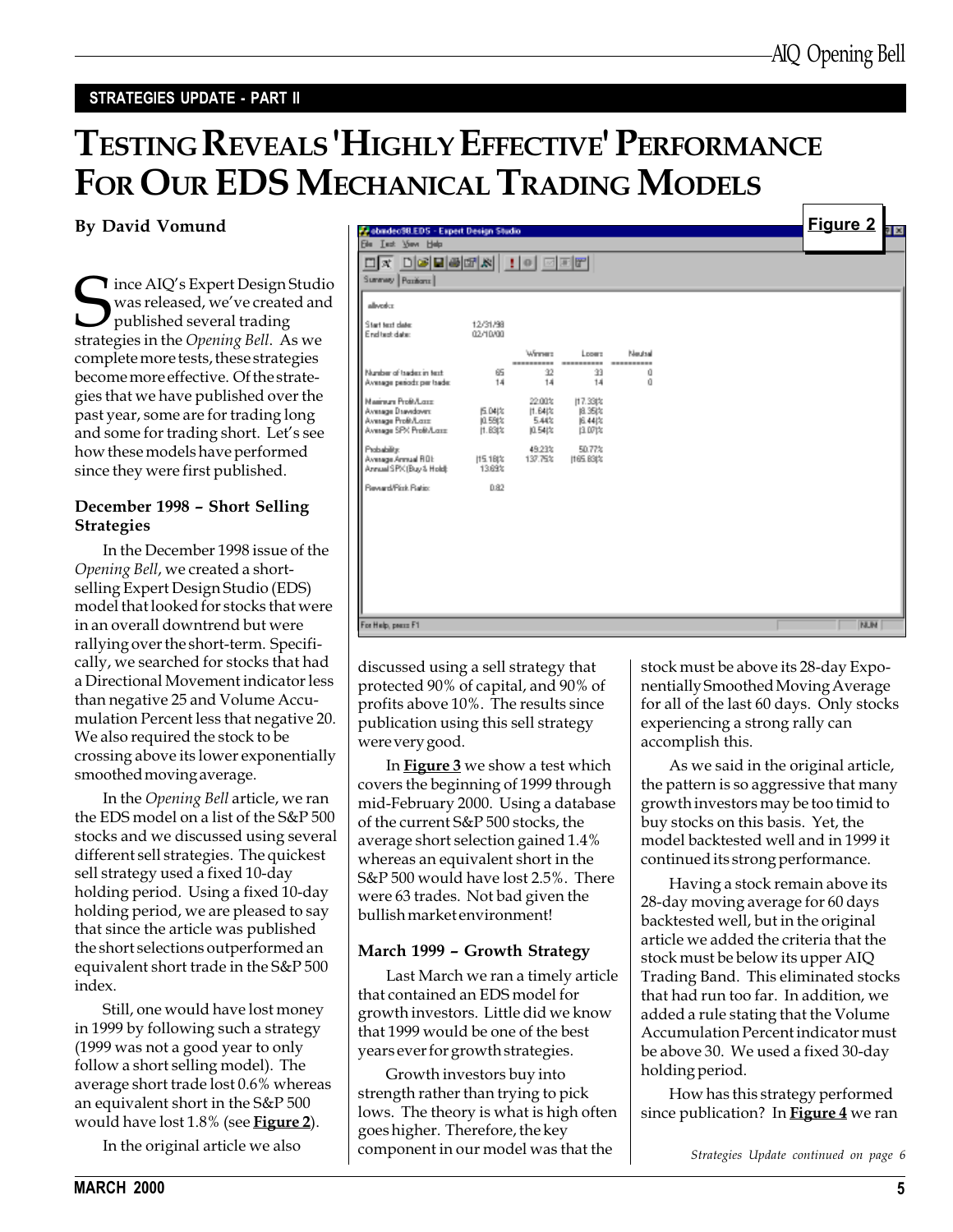STRATEGIES UPDATE - PART II

# TESTING REVEALS 'HIGHLY EFFECTIVE' PERFORMANCE FOR OUR EDS MECHANICAL TRADING MODELS

**By David Vomund**

Since AIQ's Expert Design Studio was released, we've created and published several trading strategies in the *Opening Bell*. As we complete more tests, these strategies become more effective. Of the strategies we have published over the past year, some are for trading long and some for trading short. Let's see how these models have performed since they were first published.

### December 1998 – Short Selling Strategies

In the December 1998 issue of the *Opening Bell*, we created a short-selling Expert Design Studio (EDS) model that looked for stocks that were in an overall downtrend but were rallying over the short-term. Specifically, we searched for stocks that had a Directional Movement indicator less than negative 25 and Volume Accumulation Percent less that negative 20. We also required the stock to be crossing above its lower exponentially smoothed moving average.

In the *Opening Bell* article, we ran the EDS model on a list of the S&P 500 stocks and we discussed using several different sell strategies. The quickest sell strategy used a fixed 10-day holding period. Using a fixed 10-day holding period, we are pleased to say that since the article was published the short selections outperformed an equivalent short trade in the S&P 500 index.

Still, one would have lost money in 1999 by following such a strategy (1999 was not a good year to only follow a short selling model). The average short trade lost 0.6% whereas an equivalent short in the S&P 500 would have lost 1.8% (see **Figure 2**).

**Figure 2**

obmdec98.EDS - Expert Design Studio

allstocks

Start test date: 12/31/98
End test date: 02/10/00

| | | Winners | Losers | Neutral |
|---|---|---|---|---|
| Number of trades in test: | 65 | 32 | 33 | 0 |
| Average periods per trade: | 14 | 14 | 14 | 0 |
| Maximum Profit/Loss: | | 22.00% | (17.33)% | |
| Average Drawdown: | (5.04)% | (1.64)% | (8.35)% | |
| Average Profit/Loss: | (0.59)% | 5.44% | (6.44)% | |
| Average SPX Profit/Loss: | (1.83)% | (0.54)% | (3.07)% | |
| Probability: | | 49.23% | 50.77% | |
| Average Annual ROI: | (15.18)% | 137.75% | (165.83)% | |
| Annual SPX (Buy & Hold): | 13.69% | | | |
| Reward/Risk Ratio: | 0.82 | | | |

In the original article we also discussed using a sell strategy that protected 90% of capital, and 90% of profits above 10%. The results since publication using this sell strategy were very good.

In **Figure 3** we show a test which covers the beginning of 1999 through mid-February 2000. Using a database of the current S&P 500 stocks, the average short selection gained 1.4% whereas an equivalent short in the S&P 500 would have lost 2.5%. There were 63 trades. Not bad given the bullish market environment!

### March 1999 – Growth Strategy

Last March we ran a timely article that contained an EDS model for growth investors. Little did we know that 1999 would be one of the best years ever for growth strategies.

Growth investors buy into strength rather than trying to pick lows. The theory is what is high often goes higher. Therefore, the key component in our model was that the stock must be above its 28-day Exponentially Smoothed Moving Average for all of the last 60 days. Only stocks experiencing a strong rally can accomplish this.

As we said in the original article, the pattern is so aggressive that many growth investors may be too timid to buy stocks on this basis. Yet, the model backtested well and in 1999 it continued its strong performance.

Having a stock remain above its 28-day moving average for 60 days backtested well, but in the original article we added the criteria that the stock must be below its upper AIQ Trading Band. This eliminated stocks that had run too far. In addition, we added a rule stating that the Volume Accumulation Percent indicator must be above 30. We used a fixed 30-day holding period.

How has this strategy performed since publication? In **Figure 4** we ran

*Strategies Update continued on page 6*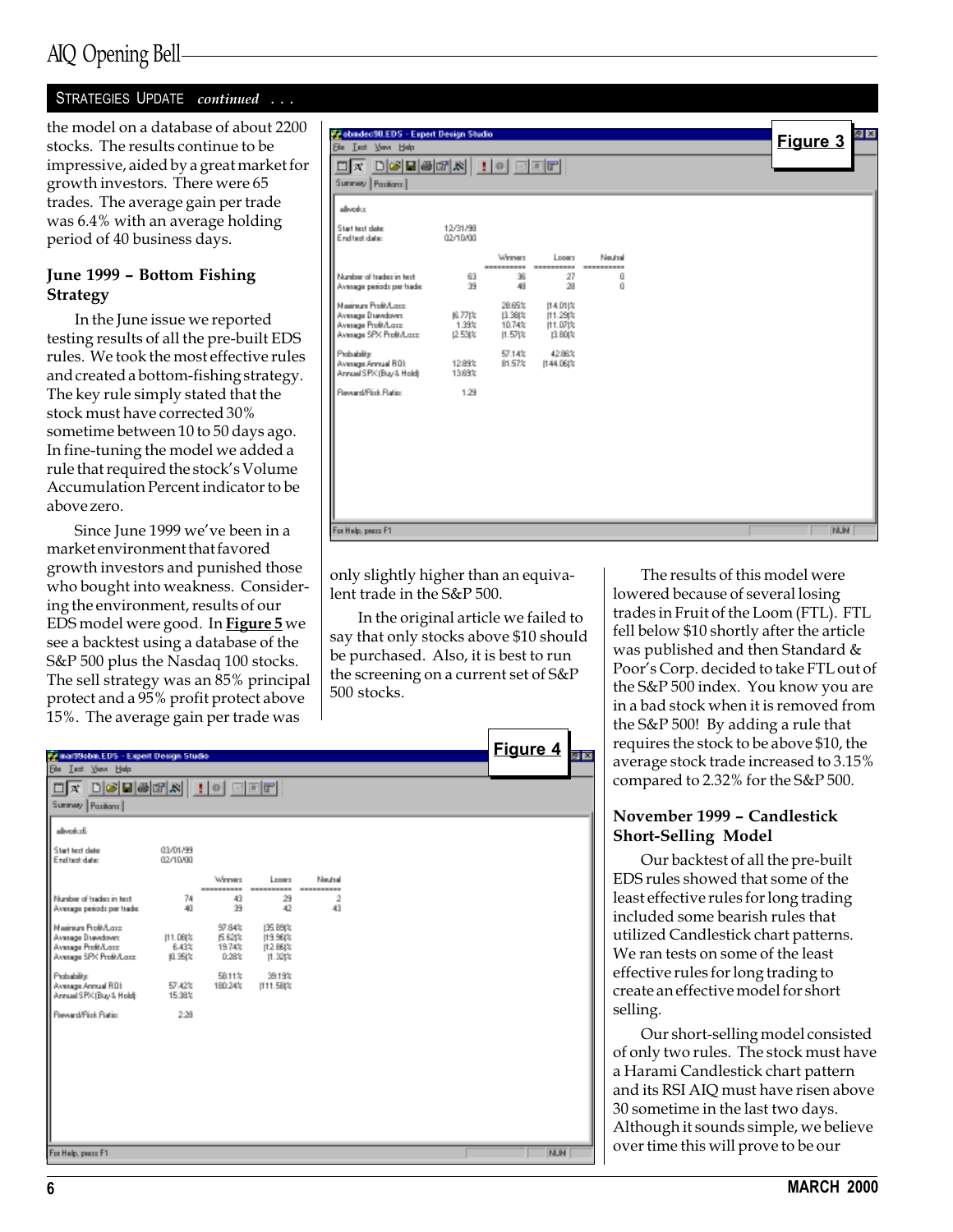## STRATEGIES UPDATE *continued . . .*

the model on a database of about 2200 stocks. The results continue to be impressive, aided by a great market for growth investors. There were 65 trades. The average gain per trade was 6.4% with an average holding period of 40 business days.

### June 1999 – Bottom Fishing Strategy

In the June issue we reported testing results of all the pre-built EDS rules. We took the most effective rules and created a bottom-fishing strategy. The key rule simply stated that the stock must have corrected 30% sometime between 10 to 50 days ago. In fine-tuning the model we added a rule that required the stock's Volume Accumulation Percent indicator to be above zero.

Since June 1999 we've been in a market environment that favored growth investors and punished those who bought into weakness. Considering the environment, results of our EDS model were good. In **Figure 5** we see a backtest using a database of the S&P 500 plus the Nasdaq 100 stocks. The sell strategy was an 85% principal protect and a 95% profit protect above 15%. The average gain per trade was only slightly higher than an equivalent trade in the S&P 500.

In the original article we failed to say that only stocks above $10 should be purchased. Also, it is best to run the screening on a current set of S&P 500 stocks.

**Figure 3**

obndec98.EDS - Expert Design Studio

allvotes

| | | Winners | Losers | Neutral |
|---|---|---|---|---|
| Start test date: | 12/31/98 | | | |
| End test date: | 02/10/00 | | | |
| Number of trades in test: | 63 | 36 | 27 | 0 |
| Average periods per trade: | 39 | 48 | 28 | 0 |
| Maximum Profit/Loss: | | 28.65% | (14.01)% | |
| Average Drawdown: | (6.77)% | (3.38)% | (11.29)% | |
| Average Profit/Loss: | 1.39% | 10.74% | (11.07)% | |
| Average SPX Profit/Loss: | (2.53)% | (1.57)% | (3.80)% | |
| Probability: | | 57.14% | 42.86% | |
| Average Annual ROI: | 12.89% | 81.57% | (144.06)% | |
| Annual SPX (Buy & Hold): | 13.69% | | | |
| Reward/Risk Ratio: | 1.29 | | | |

**Figure 4**

mar99obk.EDS - Expert Design Studio

allvotes6

| | | Winners | Losers | Neutral |
|---|---|---|---|---|
| Start test date: | 03/01/99 | | | |
| End test date: | 02/10/00 | | | |
| Number of trades in test: | 74 | 43 | 29 | 2 |
| Average periods per trade: | 40 | 39 | 42 | 43 |
| Maximum Profit/Loss: | | 97.84% | (35.89)% | |
| Average Drawdown: | (11.08)% | (5.62)% | (19.96)% | |
| Average Profit/Loss: | 6.43% | 19.74% | (12.86)% | |
| Average SPX Profit/Loss: | (0.35)% | 0.28% | (1.32)% | |
| Probability: | | 58.11% | 39.19% | |
| Average Annual ROI: | 57.42% | 180.24% | (111.58)% | |
| Annual SPX (Buy & Hold): | 15.38% | | | |
| Reward/Risk Ratio: | 2.28 | | | |

The results of this model were lowered because of several losing trades in Fruit of the Loom (FTL). FTL fell below $10 shortly after the article was published and then Standard & Poor's Corp. decided to take FTL out of the S&P 500 index. You know you are in a bad stock when it is removed from the S&P 500! By adding a rule that requires the stock to be above $10, the average stock trade increased to 3.15% compared to 2.32% for the S&P 500.

### November 1999 – Candlestick Short-Selling Model

Our backtest of all the pre-built EDS rules showed that some of the least effective rules for long trading included some bearish rules that utilized Candlestick chart patterns. We ran tests on some of the least effective rules for long trading to create an effective model for short selling.

Our short-selling model consisted of only two rules. The stock must have a Harami Candlestick chart pattern and its RSI AIQ must have risen above 30 sometime in the last two days. Although it sounds simple, we believe over time this will prove to be our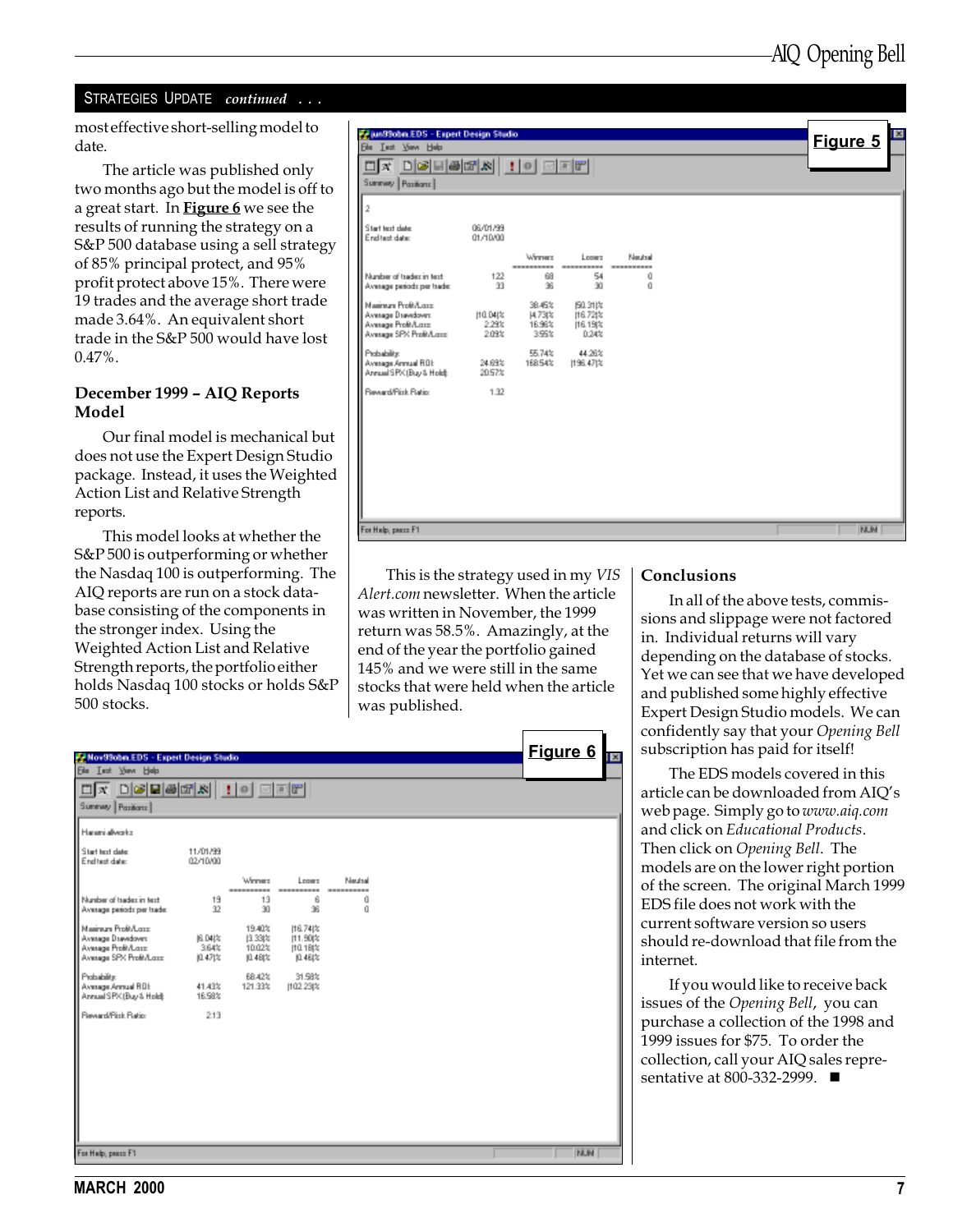## STRATEGIES UPDATE *continued . . .*

most effective short-selling model to date.

The article was published only two months ago but the model is off to a great start. In **Figure 6** we see the results of running the strategy on a S&P 500 database using a sell strategy of 85% principal protect, and 95% profit protect above 15%. There were 19 trades and the average short trade made 3.64%. An equivalent short trade in the S&P 500 would have lost 0.47%.

**Figure 5**

jun99obm.EDS - Expert Design Studio

2

| | | Winners | Losers | Neutral |
|---|---|---|---|---|
| Start test date: | 06/01/99 | | | |
| End test date: | 01/10/00 | | | |
| Number of trades in test: | 122 | 68 | 54 | 0 |
| Average periods per trade: | 33 | 36 | 30 | 0 |
| Maximum Profit/Loss: | | 38.45% | (50.31)% | |
| Average Drawdown: | (10.04)% | (4.73)% | (16.72)% | |
| Average Profit/Loss: | 2.29% | 16.96% | (16.19)% | |
| Average SPX Profit/Loss: | 2.09% | 3.95% | 0.24% | |
| Probability: | | 55.74% | 44.26% | |
| Average Annual ROI: | 24.69% | 168.54% | (196.47)% | |
| Annual SPX (Buy & Hold): | 20.57% | | | |
| Reward/Risk Ratio: | 1.32 | | | |

### December 1999 – AIQ Reports Model

Our final model is mechanical but does not use the Expert Design Studio package. Instead, it uses the Weighted Action List and Relative Strength reports.

This model looks at whether the S&P 500 is outperforming or whether the Nasdaq 100 is outperforming. The AIQ reports are run on a stock database consisting of the components in the stronger index. Using the Weighted Action List and Relative Strength reports, the portfolio either holds Nasdaq 100 stocks or holds S&P 500 stocks.

This is the strategy used in my *VIS Alert.com* newsletter. When the article was written in November, the 1999 return was 58.5%. Amazingly, at the end of the year the portfolio gained 145% and we were still in the same stocks that were held when the article was published.

**Figure 6**

Nov99obm.EDS - Expert Design Studio

Harami allworks

| | | Winners | Losers | Neutral |
|---|---|---|---|---|
| Start test date: | 11/01/99 | | | |
| End test date: | 02/10/00 | | | |
| Number of trades in test: | 19 | 13 | 6 | 0 |
| Average periods per trade: | 32 | 30 | 36 | 0 |
| Maximum Profit/Loss: | | 19.40% | (16.74)% | |
| Average Drawdown: | (6.04)% | (3.33)% | (11.90)% | |
| Average Profit/Loss: | 3.64% | 10.02% | (10.18)% | |
| Average SPX Profit/Loss: | (0.47)% | (0.48)% | (0.46)% | |
| Probability: | | 68.42% | 31.58% | |
| Average Annual ROI: | 41.43% | 121.33% | (102.23)% | |
| Annual SPX (Buy & Hold): | 16.58% | | | |
| Reward/Risk Ratio: | 2.13 | | | |

### Conclusions

In all of the above tests, commissions and slippage were not factored in. Individual returns will vary depending on the database of stocks. Yet we can see that we have developed and published some highly effective Expert Design Studio models. We can confidently say that your *Opening Bell* subscription has paid for itself!

The EDS models covered in this article can be downloaded from AIQ's web page. Simply go to *www.aiq.com* and click on *Educational Products*. Then click on *Opening Bell*. The models are on the lower right portion of the screen. The original March 1999 EDS file does not work with the current software version so users should re-download that file from the internet.

If you would like to receive back issues of the *Opening Bell*, you can purchase a collection of the 1998 and 1999 issues for $75. To order the collection, call your AIQ sales representative at 800-332-2999. ■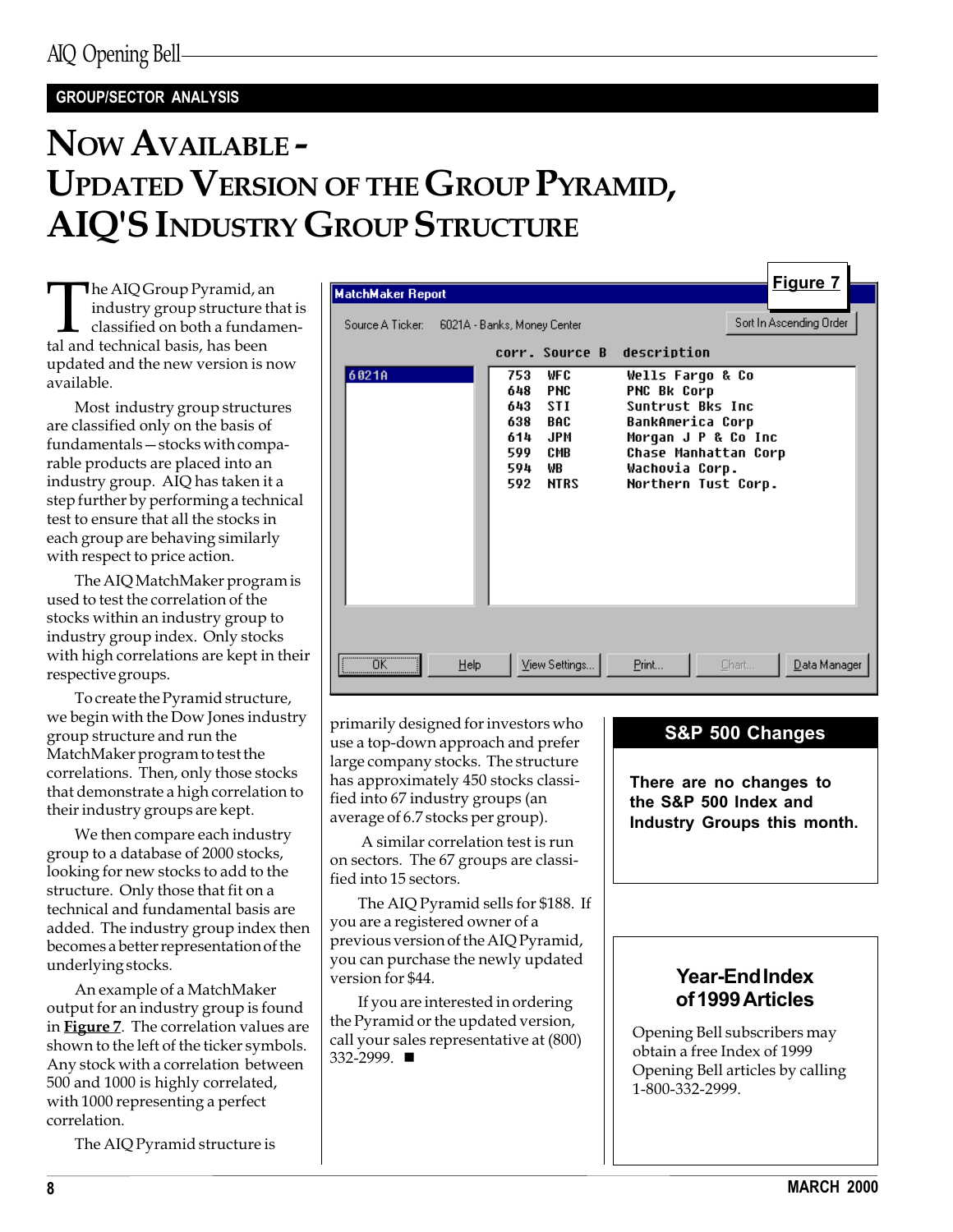GROUP/SECTOR ANALYSIS

# NOW AVAILABLE - UPDATED VERSION OF THE GROUP PYRAMID, AIQ'S INDUSTRY GROUP STRUCTURE

The AIQ Group Pyramid, an industry group structure that is classified on both a fundamental and technical basis, has been updated and the new version is now available.

Most industry group structures are classified only on the basis of fundamentals — stocks with comparable products are placed into an industry group. AIQ has taken it a step further by performing a technical test to ensure that all the stocks in each group are behaving similarly with respect to price action.

The AIQ MatchMaker program is used to test the correlation of the stocks within an industry group to industry group index. Only stocks with high correlations are kept in their respective groups.

To create the Pyramid structure, we begin with the Dow Jones industry group structure and run the MatchMaker program to test the correlations. Then, only those stocks that demonstrate a high correlation to their industry groups are kept.

We then compare each industry group to a database of 2000 stocks, looking for new stocks to add to the structure. Only those that fit on a technical and fundamental basis are added. The industry group index then becomes a better representation of the underlying stocks.

An example of a MatchMaker output for an industry group is found in **Figure 7**. The correlation values are shown to the left of the ticker symbols. Any stock with a correlation between 500 and 1000 is highly correlated, with 1000 representing a perfect correlation.

**Figure 7**

MatchMaker Report

Source A Ticker: 6021A - Banks, Money Center

Sort In Ascending Order

6021A

| corr. | Source B | description |
|---|---|---|
| 753 | WFC | Wells Fargo & Co |
| 648 | PNC | PNC Bk Corp |
| 643 | STI | Suntrust Bks Inc |
| 638 | BAC | BankAmerica Corp |
| 614 | JPM | Morgan J P & Co Inc |
| 599 | CMB | Chase Manhattan Corp |
| 594 | WB | Wachovia Corp. |
| 592 | NTRS | Northern Tust Corp. |

OK Help View Settings... Print... Chart... Data Manager

The AIQ Pyramid structure is primarily designed for investors who use a top-down approach and prefer large company stocks. The structure has approximately 450 stocks classified into 67 industry groups (an average of 6.7 stocks per group).

A similar correlation test is run on sectors. The 67 groups are classified into 15 sectors.

The AIQ Pyramid sells for $188. If you are a registered owner of a previous version of the AIQ Pyramid, you can purchase the newly updated version for $44.

If you are interested in ordering the Pyramid or the updated version, call your sales representative at (800) 332-2999. ■

## S&P 500 Changes

**There are no changes to the S&P 500 Index and Industry Groups this month.**

## Year-End Index of 1999 Articles

Opening Bell subscribers may obtain a free Index of 1999 Opening Bell articles by calling 1-800-332-2999.